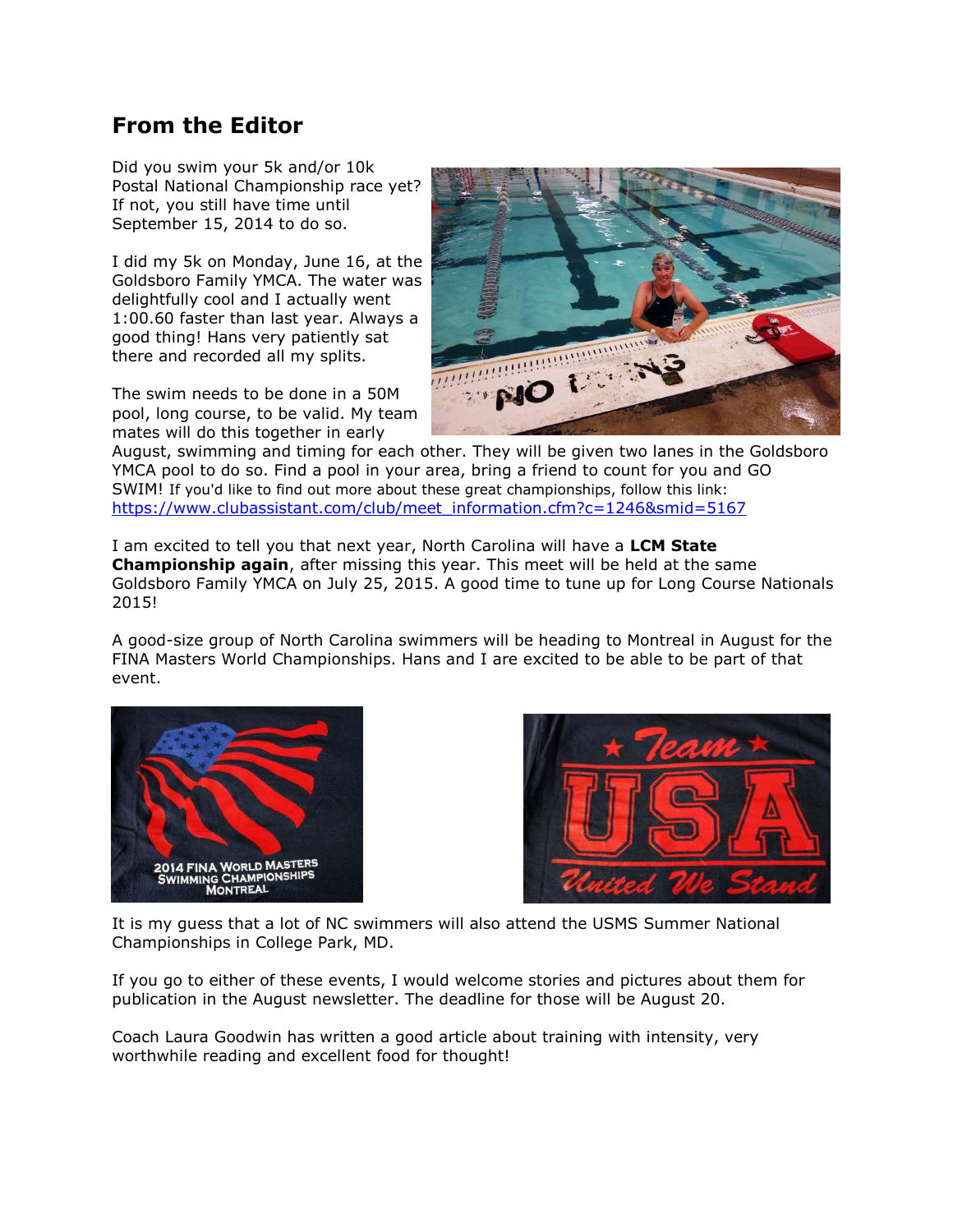## From the Editor

Did you swim your 5k and/or 10k Postal National Championship race yet? If not, you still have time until September 15, 2014 to do so.

I did my 5k on Monday, June 16, at the Goldsboro Family YMCA. The water was delightfully cool and I actually went 1:00.60 faster than last year. Always a good thing! Hans very patiently sat there and recorded all my splits.

The swim needs to be done in a 50M pool, long course, to be valid. My team mates will do this together in early August, swimming and timing for each other. They will be given two lanes in the Goldsboro YMCA pool to do so. Find a pool in your area, bring a friend to count for you and GO SWIM! If you'd like to find out more about these great championships, follow this link: https://www.clubassistant.com/club/meet_information.cfm?c=1246&smid=5167

I am excited to tell you that next year, North Carolina will have a **LCM State Championship again**, after missing this year. This meet will be held at the same Goldsboro Family YMCA on July 25, 2015. A good time to tune up for Long Course Nationals 2015!

A good-size group of North Carolina swimmers will be heading to Montreal in August for the FINA Masters World Championships. Hans and I are excited to be able to be part of that event.

It is my guess that a lot of NC swimmers will also attend the USMS Summer National Championships in College Park, MD.

If you go to either of these events, I would welcome stories and pictures about them for publication in the August newsletter. The deadline for those will be August 20.

Coach Laura Goodwin has written a good article about training with intensity, very worthwhile reading and excellent food for thought!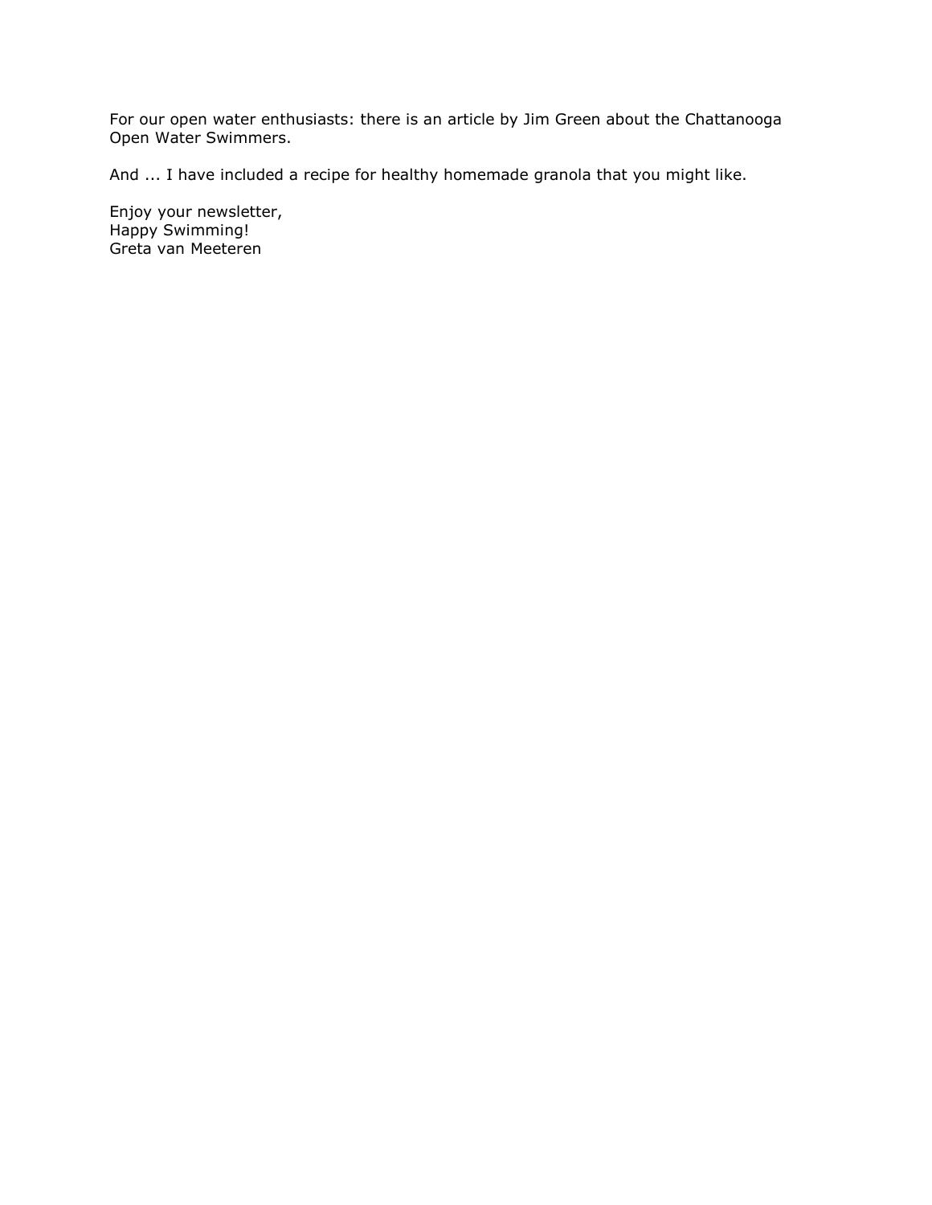For our open water enthusiasts: there is an article by Jim Green about the Chattanooga Open Water Swimmers.

And ... I have included a recipe for healthy homemade granola that you might like.

Enjoy your newsletter,
Happy Swimming!
Greta van Meeteren